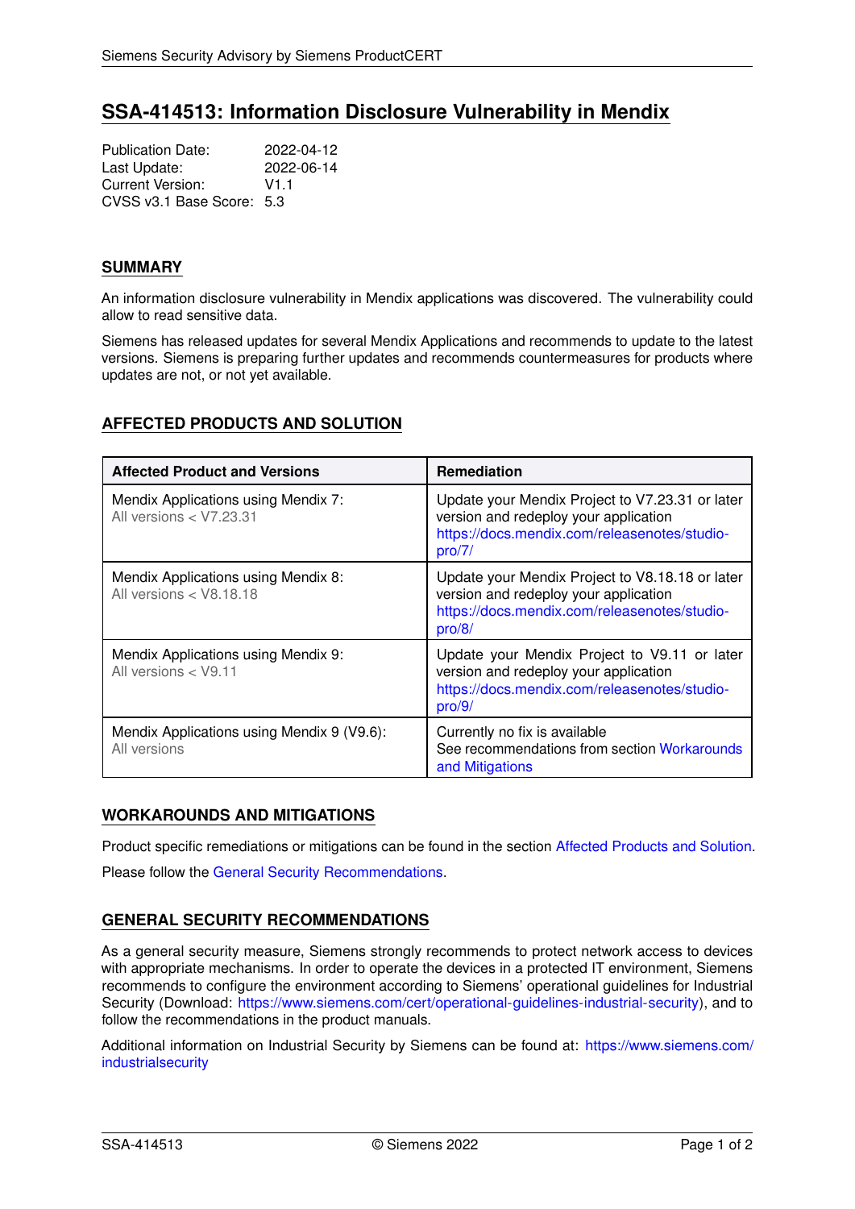# SSA-414513: Information Disclosure Vulnerability in Mendix

Publication Date: 2022-04-12
Last Update: 2022-06-14
Current Version: V1.1
CVSS v3.1 Base Score: 5.3

## SUMMARY

An information disclosure vulnerability in Mendix applications was discovered. The vulnerability could allow to read sensitive data.

Siemens has released updates for several Mendix Applications and recommends to update to the latest versions. Siemens is preparing further updates and recommends countermeasures for products where updates are not, or not yet available.

## AFFECTED PRODUCTS AND SOLUTION

| Affected Product and Versions | Remediation |
|---|---|
| Mendix Applications using Mendix 7: All versions < V7.23.31 | Update your Mendix Project to V7.23.31 or later version and redeploy your application https://docs.mendix.com/releasenotes/studio-pro/7/ |
| Mendix Applications using Mendix 8: All versions < V8.18.18 | Update your Mendix Project to V8.18.18 or later version and redeploy your application https://docs.mendix.com/releasenotes/studio-pro/8/ |
| Mendix Applications using Mendix 9: All versions < V9.11 | Update your Mendix Project to V9.11 or later version and redeploy your application https://docs.mendix.com/releasenotes/studio-pro/9/ |
| Mendix Applications using Mendix 9 (V9.6): All versions | Currently no fix is available See recommendations from section Workarounds and Mitigations |

## WORKAROUNDS AND MITIGATIONS

Product specific remediations or mitigations can be found in the section Affected Products and Solution.

Please follow the General Security Recommendations.

## GENERAL SECURITY RECOMMENDATIONS

As a general security measure, Siemens strongly recommends to protect network access to devices with appropriate mechanisms. In order to operate the devices in a protected IT environment, Siemens recommends to configure the environment according to Siemens' operational guidelines for Industrial Security (Download: https://www.siemens.com/cert/operational-guidelines-industrial-security), and to follow the recommendations in the product manuals.

Additional information on Industrial Security by Siemens can be found at: https://www.siemens.com/industrialsecurity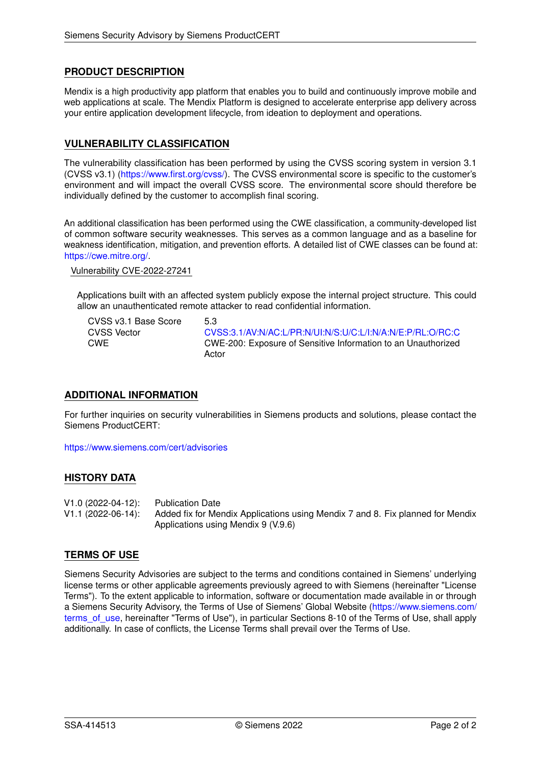## PRODUCT DESCRIPTION

Mendix is a high productivity app platform that enables you to build and continuously improve mobile and web applications at scale. The Mendix Platform is designed to accelerate enterprise app delivery across your entire application development lifecycle, from ideation to deployment and operations.

## VULNERABILITY CLASSIFICATION

The vulnerability classification has been performed by using the CVSS scoring system in version 3.1 (CVSS v3.1) (https://www.first.org/cvss/). The CVSS environmental score is specific to the customer's environment and will impact the overall CVSS score. The environmental score should therefore be individually defined by the customer to accomplish final scoring.

An additional classification has been performed using the CWE classification, a community-developed list of common software security weaknesses. This serves as a common language and as a baseline for weakness identification, mitigation, and prevention efforts. A detailed list of CWE classes can be found at: https://cwe.mitre.org/.

### Vulnerability CVE-2022-27241

Applications built with an affected system publicly expose the internal project structure. This could allow an unauthenticated remote attacker to read confidential information.

| | |
|---|---|
| CVSS v3.1 Base Score | 5.3 |
| CVSS Vector | CVSS:3.1/AV:N/AC:L/PR:N/UI:N/S:U/C:L/I:N/A:N/E:P/RL:O/RC:C |
| CWE | CWE-200: Exposure of Sensitive Information to an Unauthorized Actor |

## ADDITIONAL INFORMATION

For further inquiries on security vulnerabilities in Siemens products and solutions, please contact the Siemens ProductCERT:

https://www.siemens.com/cert/advisories

## HISTORY DATA

| | |
|---|---|
| V1.0 (2022-04-12): | Publication Date |
| V1.1 (2022-06-14): | Added fix for Mendix Applications using Mendix 7 and 8. Fix planned for Mendix Applications using Mendix 9 (V.9.6) |

## TERMS OF USE

Siemens Security Advisories are subject to the terms and conditions contained in Siemens' underlying license terms or other applicable agreements previously agreed to with Siemens (hereinafter "License Terms"). To the extent applicable to information, software or documentation made available in or through a Siemens Security Advisory, the Terms of Use of Siemens' Global Website (https://www.siemens.com/terms_of_use, hereinafter "Terms of Use"), in particular Sections 8-10 of the Terms of Use, shall apply additionally. In case of conflicts, the License Terms shall prevail over the Terms of Use.